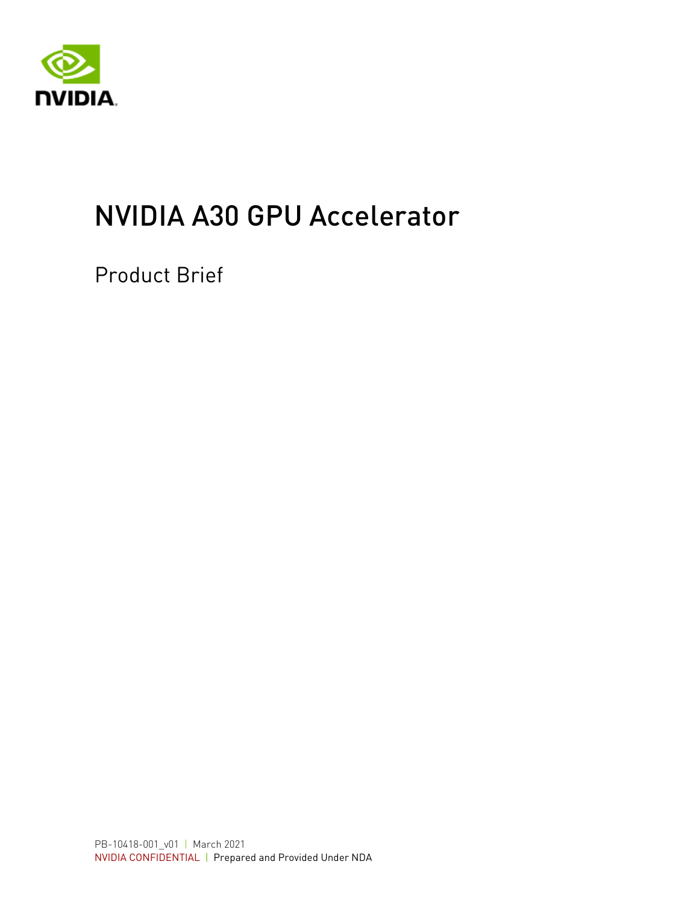# NVIDIA A30 GPU Accelerator

Product Brief

PB-10418-001_v01 | March 2021

NVIDIA CONFIDENTIAL | Prepared and Provided Under NDA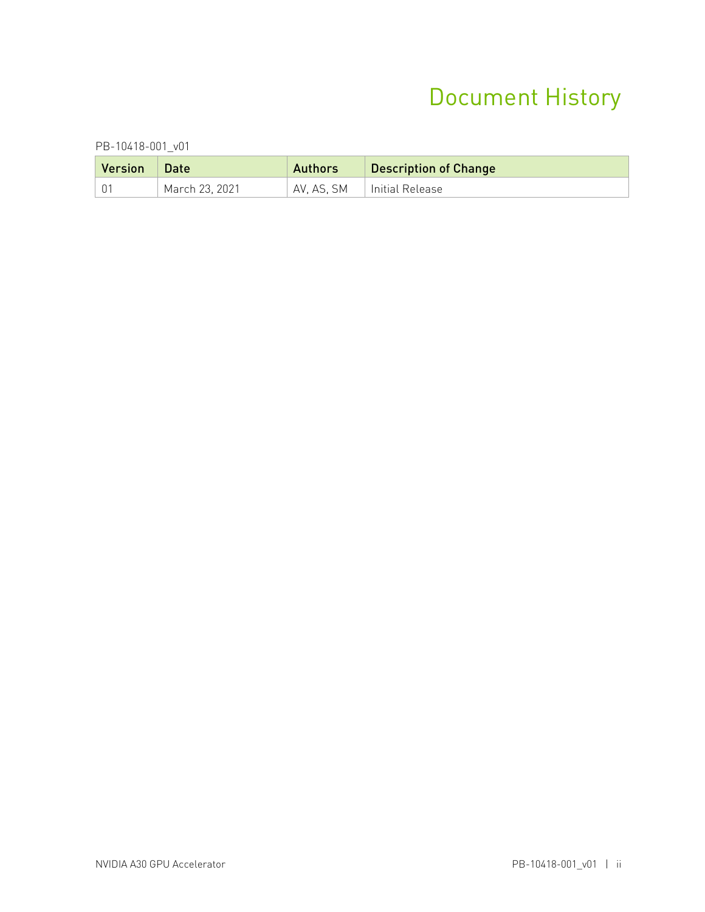# Document History

PB-10418-001_v01

| Version | Date | Authors | Description of Change |
|---|---|---|---|
| 01 | March 23, 2021 | AV, AS, SM | Initial Release |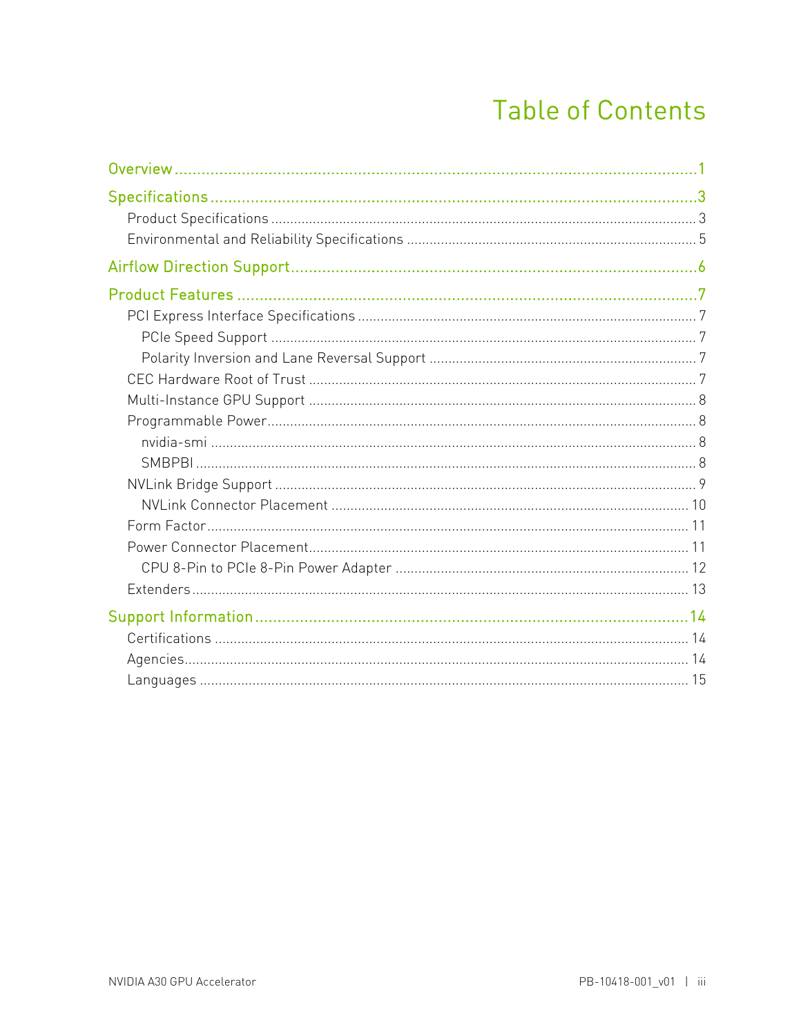# Table of Contents

- Overview ... 1
- Specifications ... 3
  - Product Specifications ... 3
  - Environmental and Reliability Specifications ... 5
- Airflow Direction Support ... 6
- Product Features ... 7
  - PCI Express Interface Specifications ... 7
    - PCIe Speed Support ... 7
    - Polarity Inversion and Lane Reversal Support ... 7
  - CEC Hardware Root of Trust ... 7
  - Multi-Instance GPU Support ... 8
  - Programmable Power ... 8
    - nvidia-smi ... 8
    - SMBPBI ... 8
  - NVLink Bridge Support ... 9
    - NVLink Connector Placement ... 10
  - Form Factor ... 11
  - Power Connector Placement ... 11
    - CPU 8-Pin to PCIe 8-Pin Power Adapter ... 12
  - Extenders ... 13
- Support Information ... 14
  - Certifications ... 14
  - Agencies ... 14
  - Languages ... 15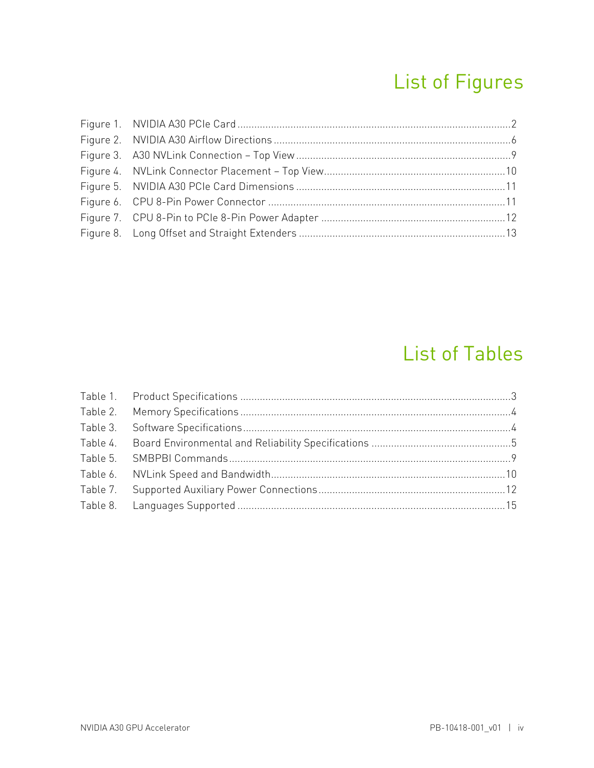# List of Figures

Figure 1. NVIDIA A30 PCIe Card ........................................................................................ 2
Figure 2. NVIDIA A30 Airflow Directions .................................................................................. 6
Figure 3. A30 NVLink Connection – Top View ........................................................................... 9
Figure 4. NVLink Connector Placement – Top View .................................................................. 10
Figure 5. NVIDIA A30 PCIe Card Dimensions .......................................................................... 11
Figure 6. CPU 8-Pin Power Connector ..................................................................................... 11
Figure 7. CPU 8-Pin to PCIe 8-Pin Power Adapter .................................................................. 12
Figure 8. Long Offset and Straight Extenders ......................................................................... 13

# List of Tables

Table 1. Product Specifications ................................................................................................ 3
Table 2. Memory Specifications ................................................................................................ 4
Table 3. Software Specifications ............................................................................................... 4
Table 4. Board Environmental and Reliability Specifications .................................................. 5
Table 5. SMBPBI Commands .................................................................................................... 9
Table 6. NVLink Speed and Bandwidth .................................................................................... 10
Table 7. Supported Auxiliary Power Connections ................................................................... 12
Table 8. Languages Supported ................................................................................................ 15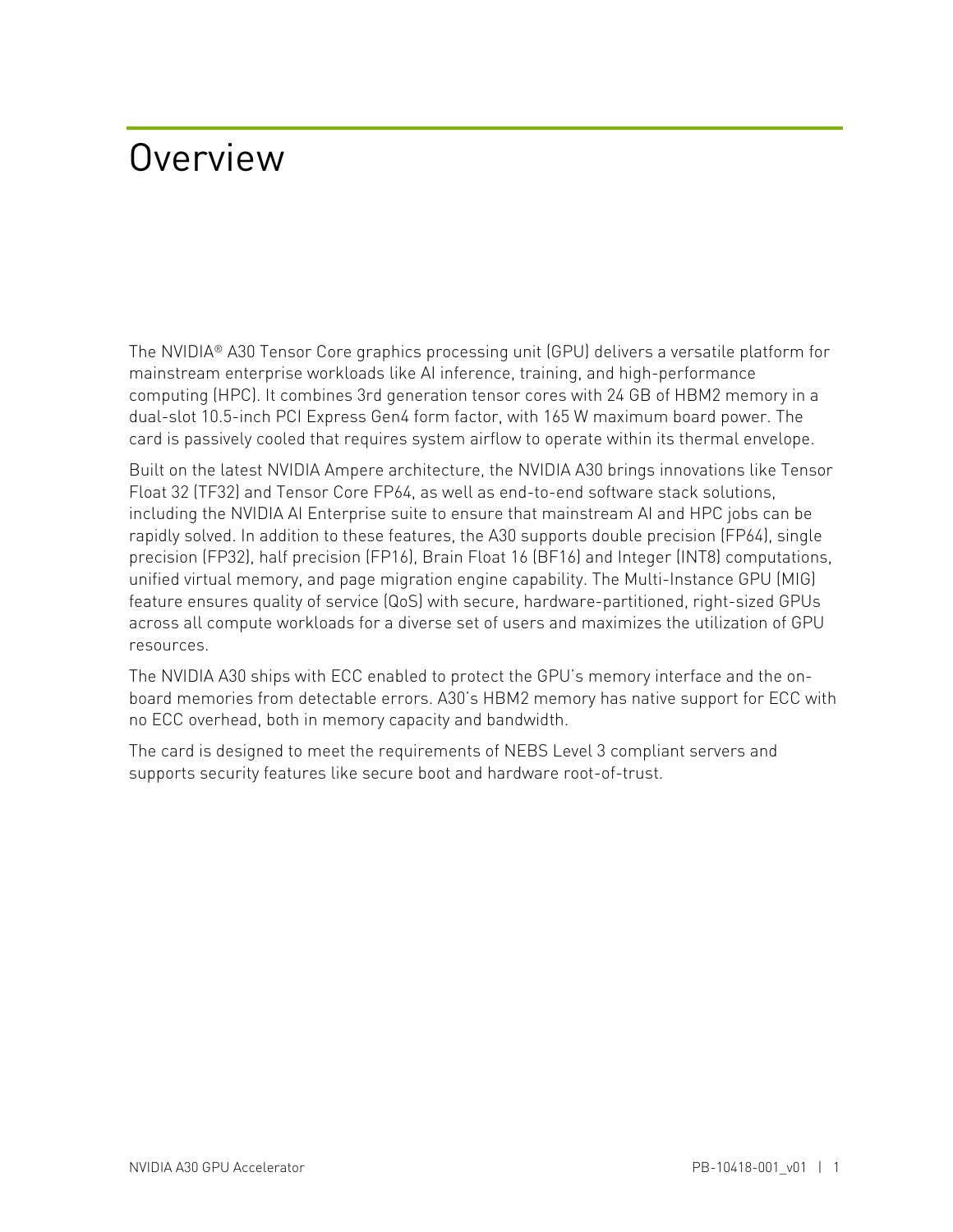# Overview

The NVIDIA® A30 Tensor Core graphics processing unit (GPU) delivers a versatile platform for mainstream enterprise workloads like AI inference, training, and high-performance computing (HPC). It combines 3rd generation tensor cores with 24 GB of HBM2 memory in a dual-slot 10.5-inch PCI Express Gen4 form factor, with 165 W maximum board power. The card is passively cooled that requires system airflow to operate within its thermal envelope.

Built on the latest NVIDIA Ampere architecture, the NVIDIA A30 brings innovations like Tensor Float 32 (TF32) and Tensor Core FP64, as well as end-to-end software stack solutions, including the NVIDIA AI Enterprise suite to ensure that mainstream AI and HPC jobs can be rapidly solved. In addition to these features, the A30 supports double precision (FP64), single precision (FP32), half precision (FP16), Brain Float 16 (BF16) and Integer (INT8) computations, unified virtual memory, and page migration engine capability. The Multi-Instance GPU (MIG) feature ensures quality of service (QoS) with secure, hardware-partitioned, right-sized GPUs across all compute workloads for a diverse set of users and maximizes the utilization of GPU resources.

The NVIDIA A30 ships with ECC enabled to protect the GPU's memory interface and the on-board memories from detectable errors. A30's HBM2 memory has native support for ECC with no ECC overhead, both in memory capacity and bandwidth.

The card is designed to meet the requirements of NEBS Level 3 compliant servers and supports security features like secure boot and hardware root-of-trust.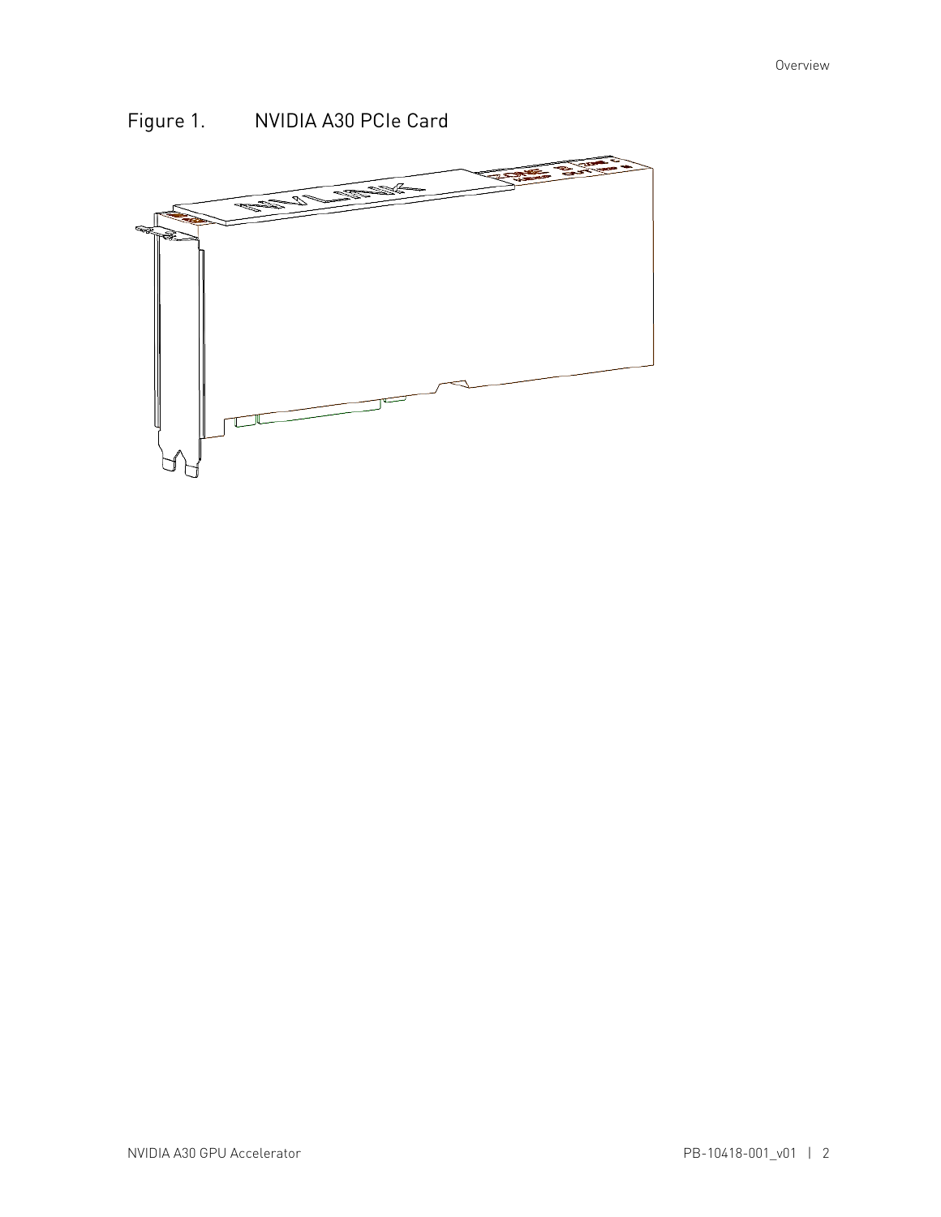Figure 1. NVIDIA A30 PCIe Card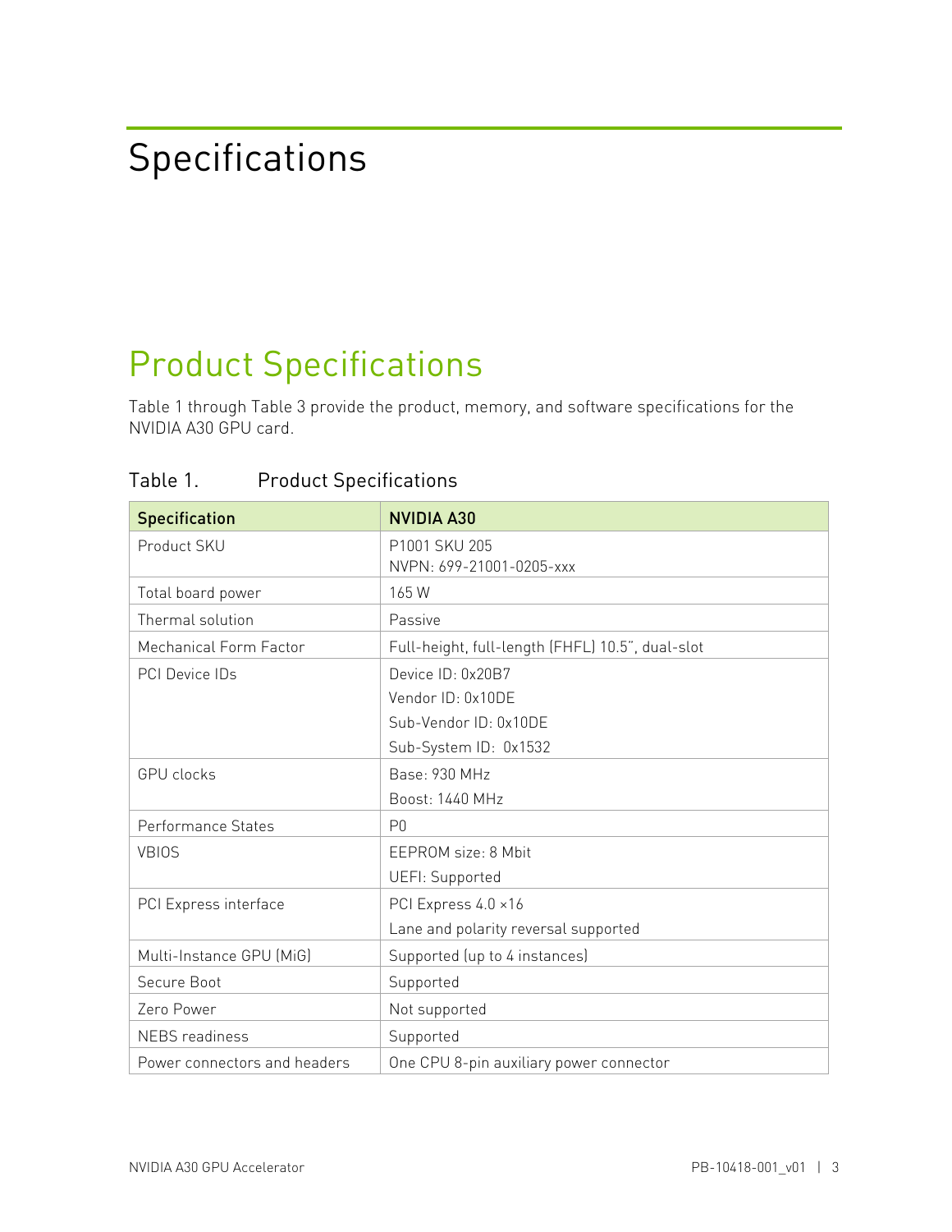# Specifications

## Product Specifications

Table 1 through Table 3 provide the product, memory, and software specifications for the NVIDIA A30 GPU card.

Table 1. Product Specifications

| Specification | NVIDIA A30 |
| --- | --- |
| Product SKU | P1001 SKU 205<br>NVPN: 699-21001-0205-xxx |
| Total board power | 165 W |
| Thermal solution | Passive |
| Mechanical Form Factor | Full-height, full-length (FHFL) 10.5", dual-slot |
| PCI Device IDs | Device ID: 0x20B7<br>Vendor ID: 0x10DE<br>Sub-Vendor ID: 0x10DE<br>Sub-System ID: 0x1532 |
| GPU clocks | Base: 930 MHz<br>Boost: 1440 MHz |
| Performance States | P0 |
| VBIOS | EEPROM size: 8 Mbit<br>UEFI: Supported |
| PCI Express interface | PCI Express 4.0 ×16<br>Lane and polarity reversal supported |
| Multi-Instance GPU (MiG) | Supported (up to 4 instances) |
| Secure Boot | Supported |
| Zero Power | Not supported |
| NEBS readiness | Supported |
| Power connectors and headers | One CPU 8-pin auxiliary power connector |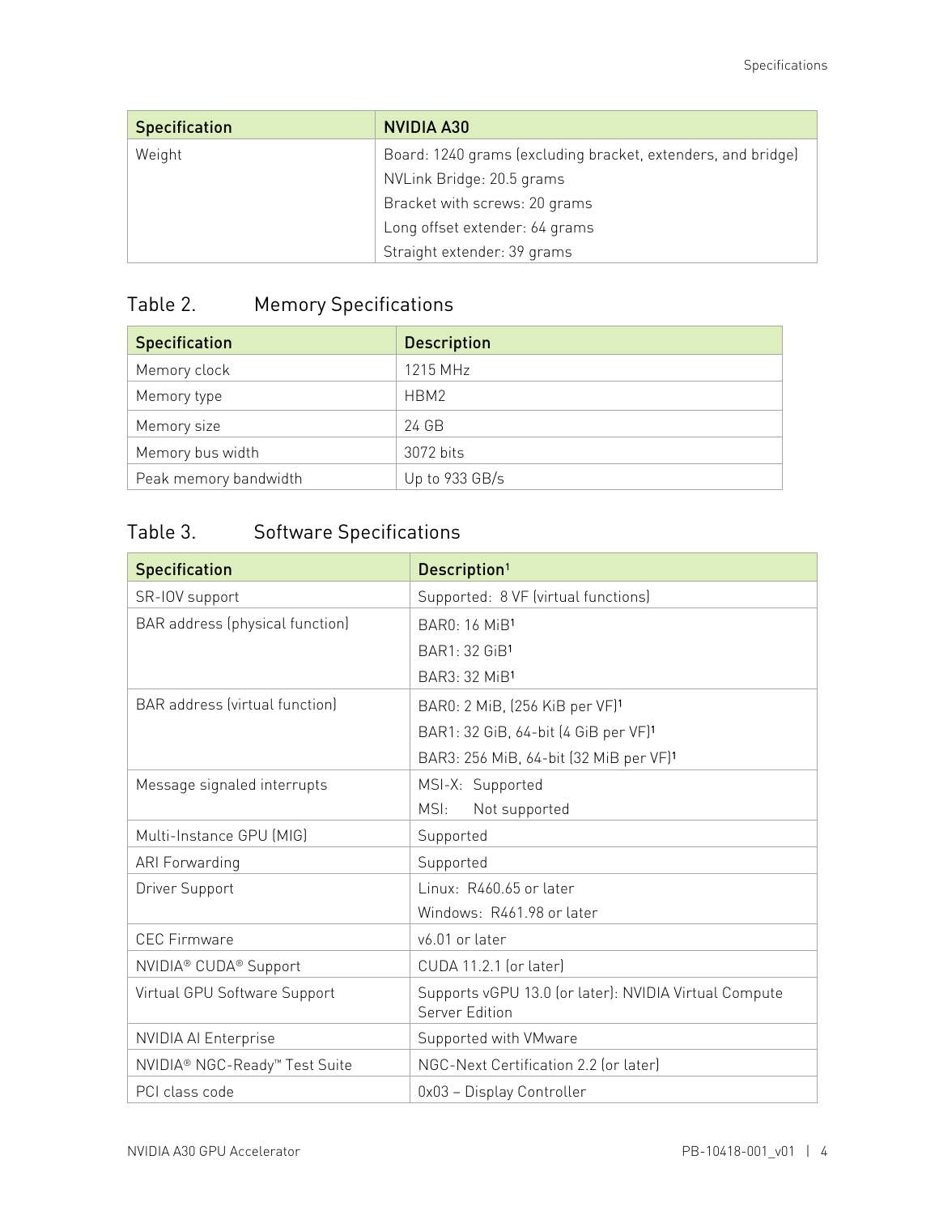| Specification | NVIDIA A30 |
| --- | --- |
| Weight | Board: 1240 grams (excluding bracket, extenders, and bridge)<br>NVLink Bridge: 20.5 grams<br>Bracket with screws: 20 grams<br>Long offset extender: 64 grams<br>Straight extender: 39 grams |

## Table 2. Memory Specifications

| Specification | Description |
| --- | --- |
| Memory clock | 1215 MHz |
| Memory type | HBM2 |
| Memory size | 24 GB |
| Memory bus width | 3072 bits |
| Peak memory bandwidth | Up to 933 GB/s |

## Table 3. Software Specifications

| Specification | Description[1] |
| --- | --- |
| SR-IOV support | Supported: 8 VF (virtual functions) |
| BAR address (physical function) | BAR0: 16 MiB[1]<br>BAR1: 32 GiB[1]<br>BAR3: 32 MiB[1] |
| BAR address (virtual function) | BAR0: 2 MiB, (256 KiB per VF)[1]<br>BAR1: 32 GiB, 64-bit (4 GiB per VF)[1]<br>BAR3: 256 MiB, 64-bit (32 MiB per VF)[1] |
| Message signaled interrupts | MSI-X: Supported<br>MSI: Not supported |
| Multi-Instance GPU (MIG) | Supported |
| ARI Forwarding | Supported |
| Driver Support | Linux: R460.65 or later<br>Windows: R461.98 or later |
| CEC Firmware | v6.01 or later |
| NVIDIA® CUDA® Support | CUDA 11.2.1 (or later) |
| Virtual GPU Software Support | Supports vGPU 13.0 (or later): NVIDIA Virtual Compute Server Edition |
| NVIDIA AI Enterprise | Supported with VMware |
| NVIDIA® NGC-Ready™ Test Suite | NGC-Next Certification 2.2 (or later) |
| PCI class code | 0x03 – Display Controller |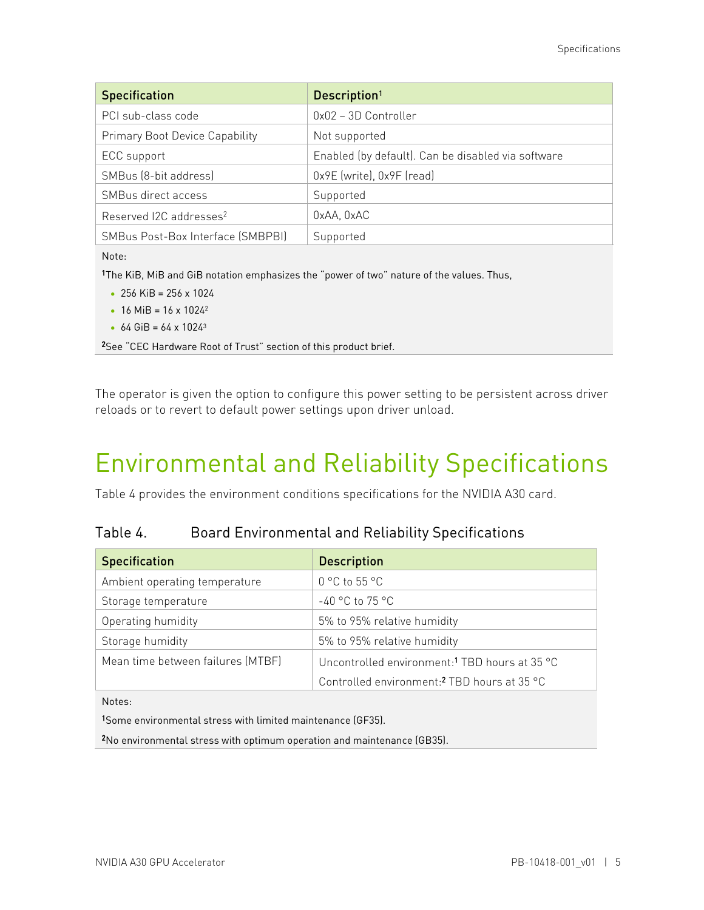| Specification | Description[1] |
| --- | --- |
| PCI sub-class code | 0x02 – 3D Controller |
| Primary Boot Device Capability | Not supported |
| ECC support | Enabled (by default). Can be disabled via software |
| SMBus (8-bit address) | 0x9E (write), 0x9F (read) |
| SMBus direct access | Supported |
| Reserved I2C addresses[2] | 0xAA, 0xAC |
| SMBus Post-Box Interface (SMBPBI) | Supported |

Note:

[1] The KiB, MiB and GiB notation emphasizes the "power of two" nature of the values. Thus,

- 256 KiB = 256 x 1024
- 16 MiB = 16 x $1024^2$
- 64 GiB = 64 x $1024^3$

[2] See "CEC Hardware Root of Trust" section of this product brief.

The operator is given the option to configure this power setting to be persistent across driver reloads or to revert to default power settings upon driver unload.

# Environmental and Reliability Specifications

Table 4 provides the environment conditions specifications for the NVIDIA A30 card.

Table 4. Board Environmental and Reliability Specifications

| Specification | Description |
| --- | --- |
| Ambient operating temperature | 0 °C to 55 °C |
| Storage temperature | -40 °C to 75 °C |
| Operating humidity | 5% to 95% relative humidity |
| Storage humidity | 5% to 95% relative humidity |
| Mean time between failures (MTBF) | Uncontrolled environment:[1] TBD hours at 35 °C<br>Controlled environment:[2] TBD hours at 35 °C |

Notes:

[1] Some environmental stress with limited maintenance (GF35).

[2] No environmental stress with optimum operation and maintenance (GB35).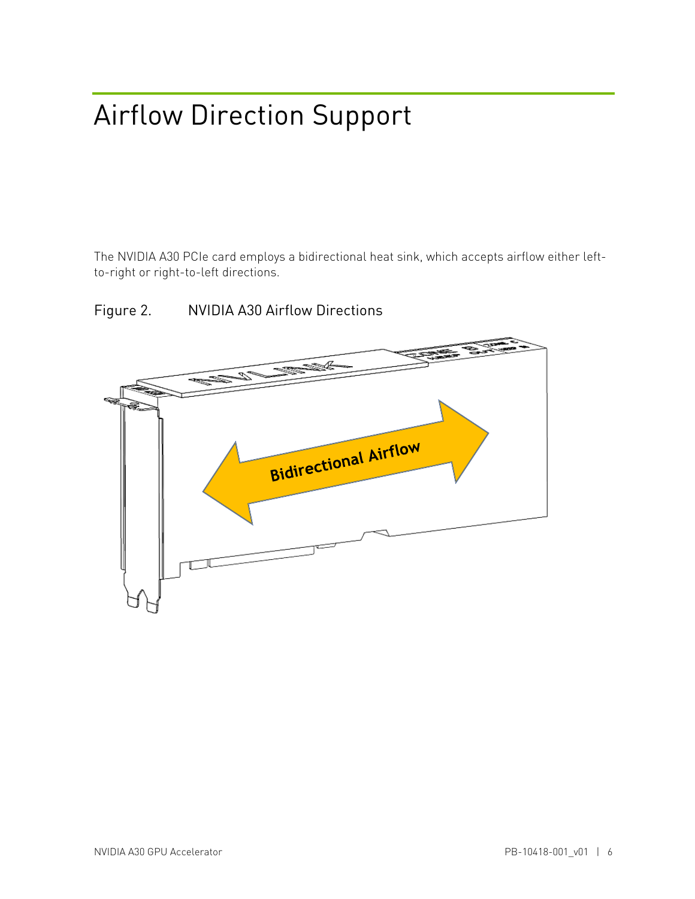# Airflow Direction Support

The NVIDIA A30 PCIe card employs a bidirectional heat sink, which accepts airflow either left-to-right or right-to-left directions.

Figure 2. NVIDIA A30 Airflow Directions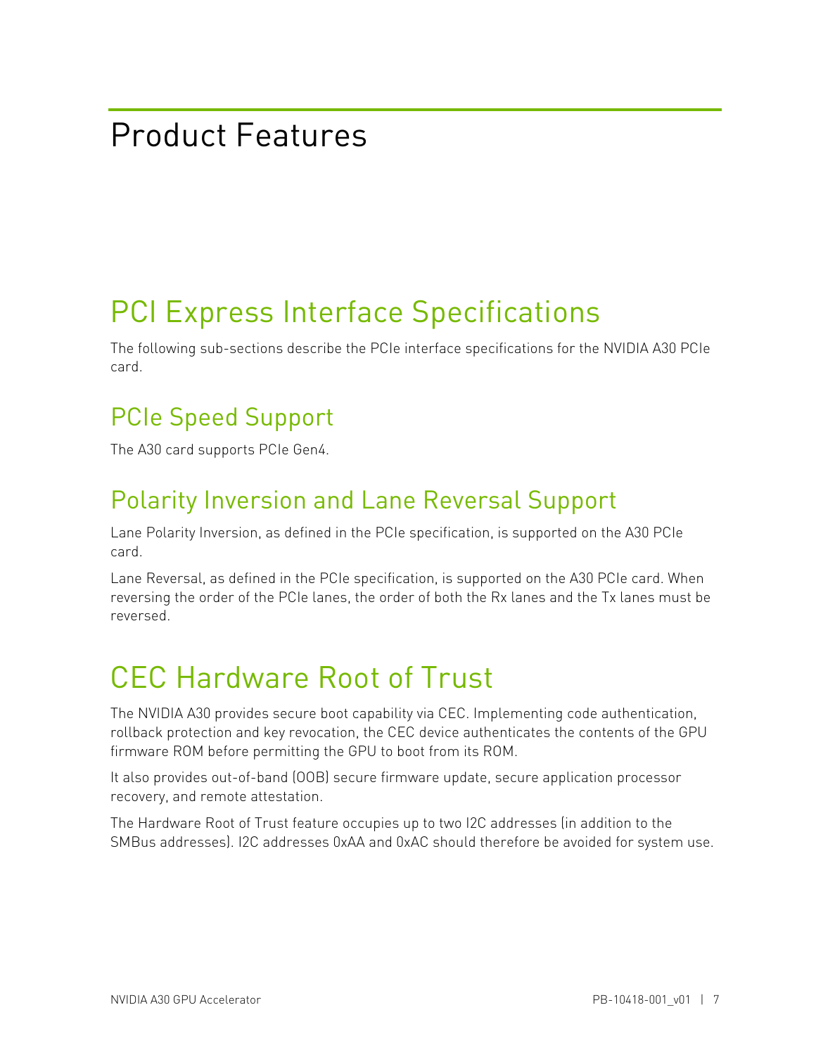# Product Features

## PCI Express Interface Specifications

The following sub-sections describe the PCIe interface specifications for the NVIDIA A30 PCIe card.

### PCIe Speed Support

The A30 card supports PCIe Gen4.

### Polarity Inversion and Lane Reversal Support

Lane Polarity Inversion, as defined in the PCIe specification, is supported on the A30 PCIe card.

Lane Reversal, as defined in the PCIe specification, is supported on the A30 PCIe card. When reversing the order of the PCIe lanes, the order of both the Rx lanes and the Tx lanes must be reversed.

## CEC Hardware Root of Trust

The NVIDIA A30 provides secure boot capability via CEC. Implementing code authentication, rollback protection and key revocation, the CEC device authenticates the contents of the GPU firmware ROM before permitting the GPU to boot from its ROM.

It also provides out-of-band (OOB) secure firmware update, secure application processor recovery, and remote attestation.

The Hardware Root of Trust feature occupies up to two I2C addresses (in addition to the SMBus addresses). I2C addresses 0xAA and 0xAC should therefore be avoided for system use.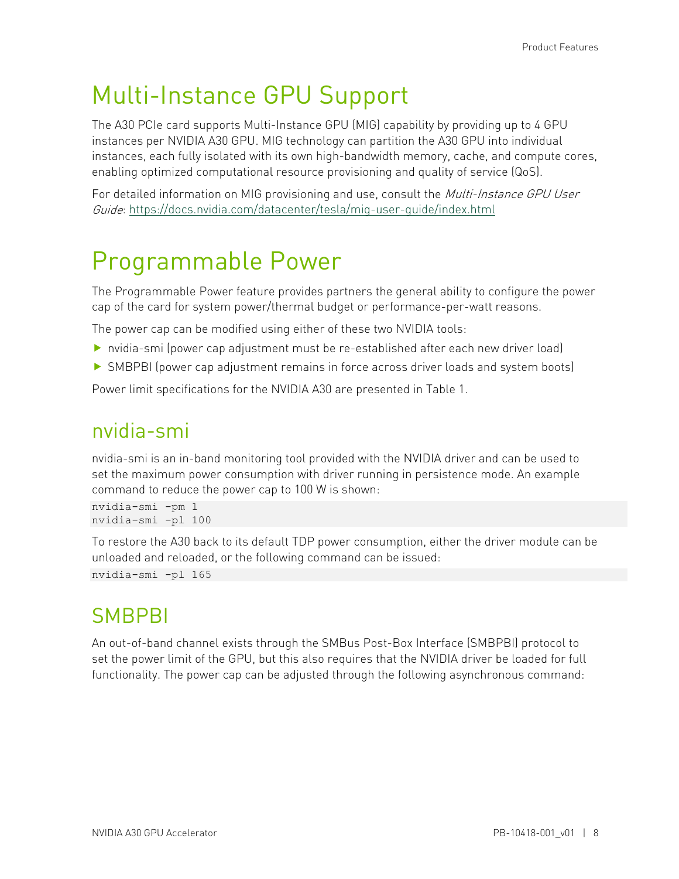# Multi-Instance GPU Support

The A30 PCIe card supports Multi-Instance GPU (MIG) capability by providing up to 4 GPU instances per NVIDIA A30 GPU. MIG technology can partition the A30 GPU into individual instances, each fully isolated with its own high-bandwidth memory, cache, and compute cores, enabling optimized computational resource provisioning and quality of service (QoS).

For detailed information on MIG provisioning and use, consult the *Multi-Instance GPU User Guide*: https://docs.nvidia.com/datacenter/tesla/mig-user-guide/index.html

# Programmable Power

The Programmable Power feature provides partners the general ability to configure the power cap of the card for system power/thermal budget or performance-per-watt reasons.

The power cap can be modified using either of these two NVIDIA tools:

- nvidia-smi (power cap adjustment must be re-established after each new driver load)
- SMBPBI (power cap adjustment remains in force across driver loads and system boots)

Power limit specifications for the NVIDIA A30 are presented in Table 1.

## nvidia-smi

nvidia-smi is an in-band monitoring tool provided with the NVIDIA driver and can be used to set the maximum power consumption with driver running in persistence mode. An example command to reduce the power cap to 100 W is shown:

```
nvidia-smi -pm 1
nvidia-smi -pl 100
```

To restore the A30 back to its default TDP power consumption, either the driver module can be unloaded and reloaded, or the following command can be issued:

```
nvidia-smi -pl 165
```

## SMBPBI

An out-of-band channel exists through the SMBus Post-Box Interface (SMBPBI) protocol to set the power limit of the GPU, but this also requires that the NVIDIA driver be loaded for full functionality. The power cap can be adjusted through the following asynchronous command: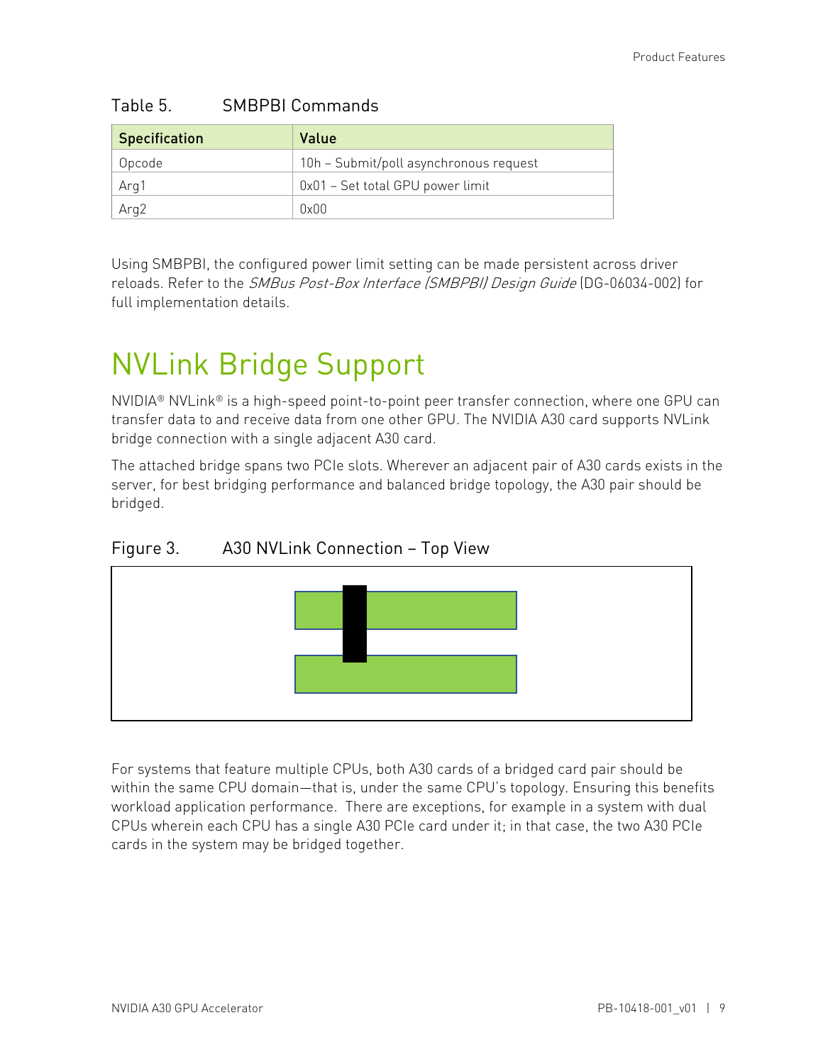Table 5. SMBPBI Commands

| Specification | Value |
| --- | --- |
| Opcode | 10h – Submit/poll asynchronous request |
| Arg1 | 0x01 – Set total GPU power limit |
| Arg2 | 0x00 |

Using SMBPBI, the configured power limit setting can be made persistent across driver reloads. Refer to the *SMBus Post-Box Interface (SMBPBI) Design Guide* (DG-06034-002) for full implementation details.

# NVLink Bridge Support

NVIDIA® NVLink® is a high-speed point-to-point peer transfer connection, where one GPU can transfer data to and receive data from one other GPU. The NVIDIA A30 card supports NVLink bridge connection with a single adjacent A30 card.

The attached bridge spans two PCIe slots. Wherever an adjacent pair of A30 cards exists in the server, for best bridging performance and balanced bridge topology, the A30 pair should be bridged.

Figure 3. A30 NVLink Connection – Top View

For systems that feature multiple CPUs, both A30 cards of a bridged card pair should be within the same CPU domain—that is, under the same CPU's topology. Ensuring this benefits workload application performance. There are exceptions, for example in a system with dual CPUs wherein each CPU has a single A30 PCIe card under it; in that case, the two A30 PCIe cards in the system may be bridged together.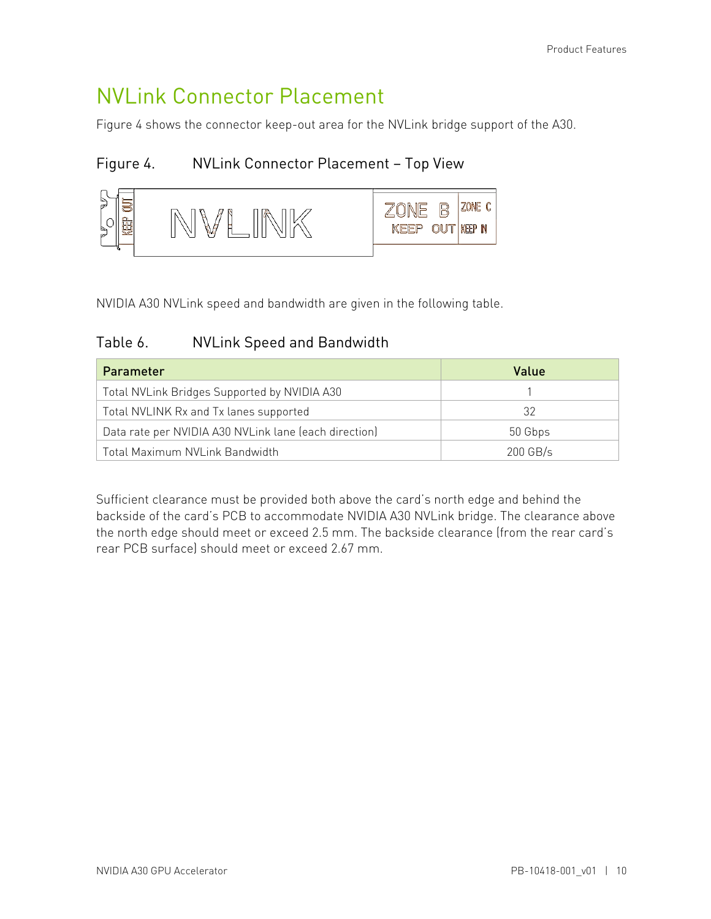## NVLink Connector Placement

Figure 4 shows the connector keep-out area for the NVLink bridge support of the A30.

Figure 4. NVLink Connector Placement – Top View

NVIDIA A30 NVLink speed and bandwidth are given in the following table.

Table 6. NVLink Speed and Bandwidth

| Parameter | Value |
| --- | --- |
| Total NVLink Bridges Supported by NVIDIA A30 | 1 |
| Total NVLINK Rx and Tx lanes supported | 32 |
| Data rate per NVIDIA A30 NVLink lane (each direction) | 50 Gbps |
| Total Maximum NVLink Bandwidth | 200 GB/s |

Sufficient clearance must be provided both above the card's north edge and behind the backside of the card's PCB to accommodate NVIDIA A30 NVLink bridge. The clearance above the north edge should meet or exceed 2.5 mm. The backside clearance (from the rear card's rear PCB surface) should meet or exceed 2.67 mm.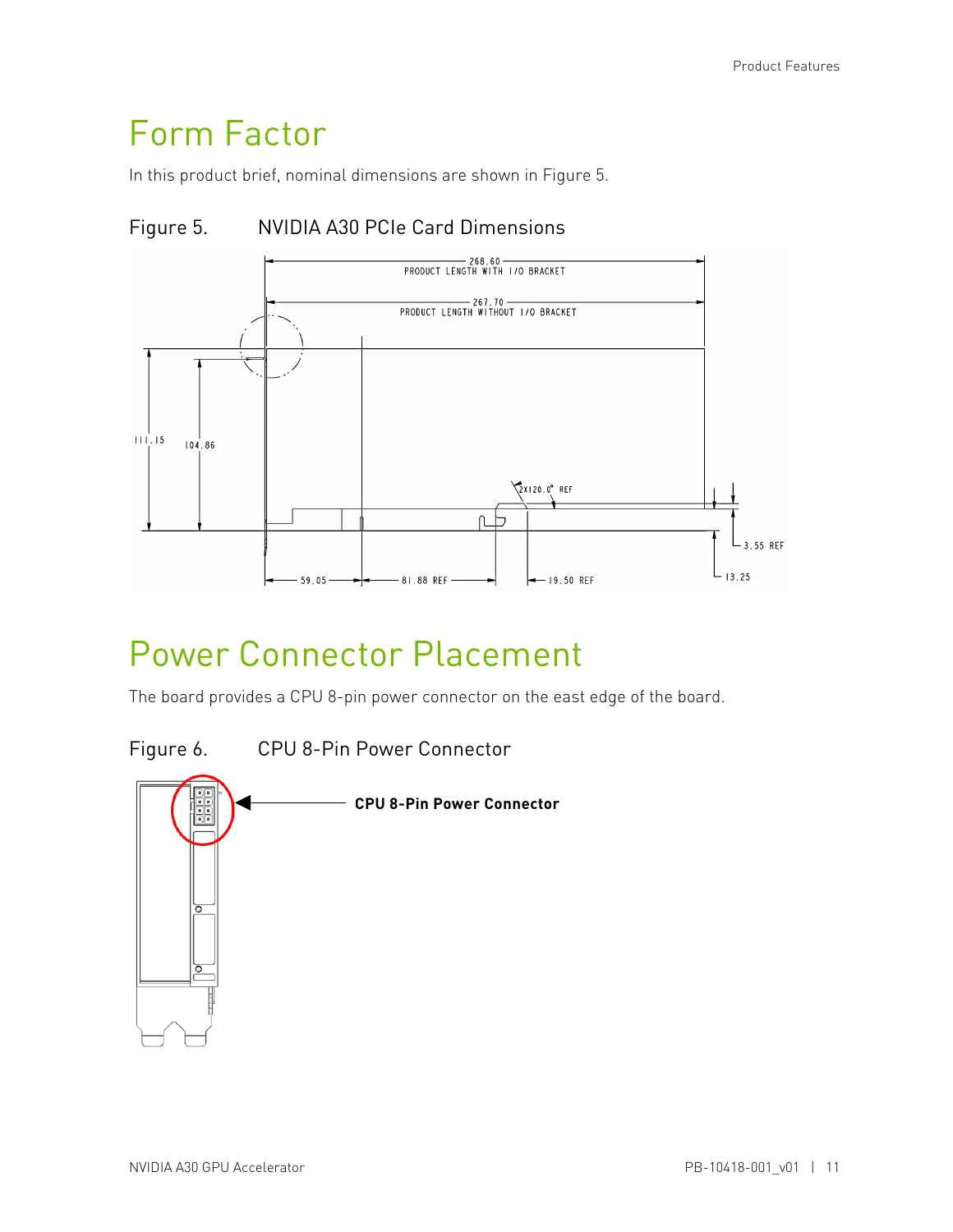## Form Factor

In this product brief, nominal dimensions are shown in Figure 5.

Figure 5. NVIDIA A30 PCIe Card Dimensions

## Power Connector Placement

The board provides a CPU 8-pin power connector on the east edge of the board.

Figure 6. CPU 8-Pin Power Connector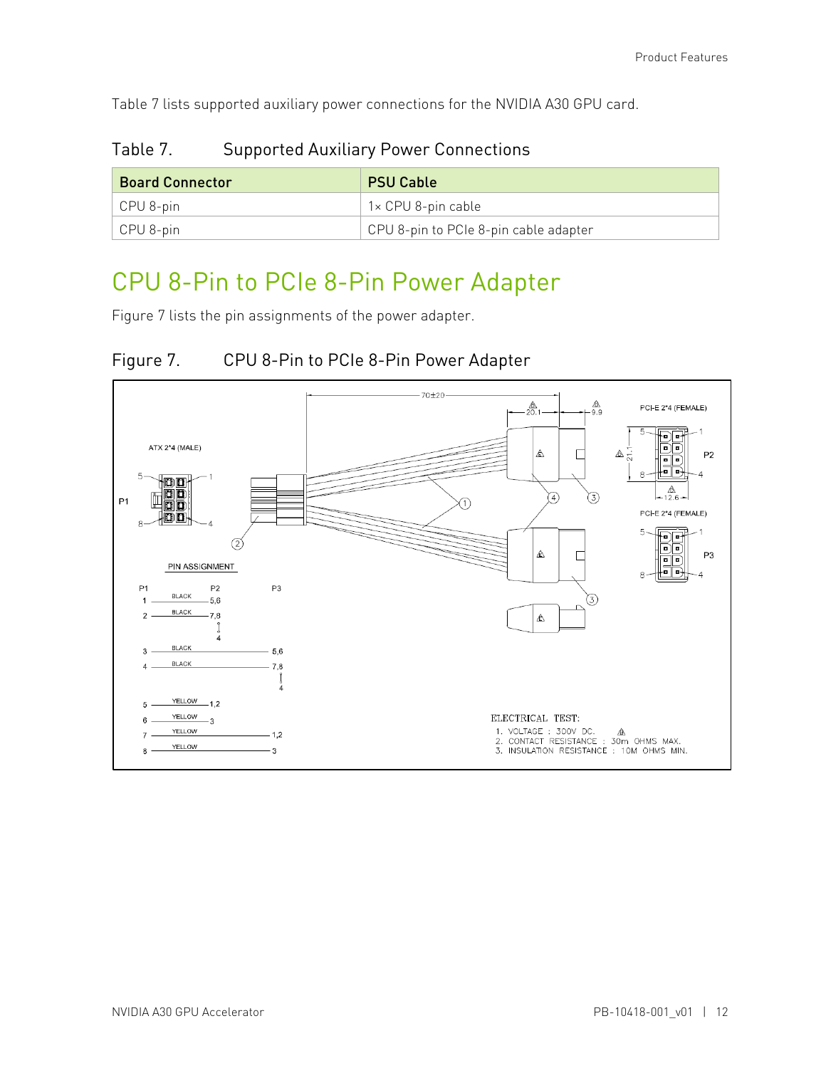Table 7 lists supported auxiliary power connections for the NVIDIA A30 GPU card.

Table 7. Supported Auxiliary Power Connections

| Board Connector | PSU Cable |
| --- | --- |
| CPU 8-pin | 1× CPU 8-pin cable |
| CPU 8-pin | CPU 8-pin to PCIe 8-pin cable adapter |

# CPU 8-Pin to PCIe 8-Pin Power Adapter

Figure 7 lists the pin assignments of the power adapter.

Figure 7. CPU 8-Pin to PCIe 8-Pin Power Adapter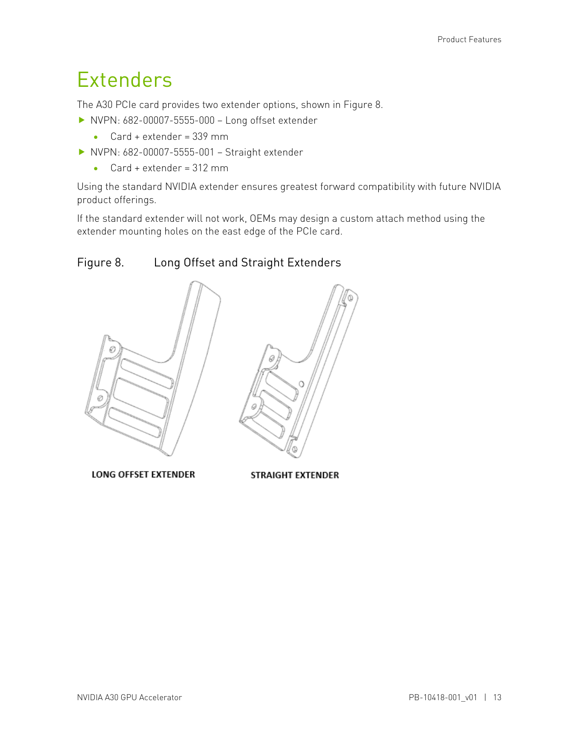# Extenders

The A30 PCIe card provides two extender options, shown in Figure 8.

- NVPN: 682-00007-5555-000 – Long offset extender
  - Card + extender = 339 mm
- NVPN: 682-00007-5555-001 – Straight extender
  - Card + extender = 312 mm

Using the standard NVIDIA extender ensures greatest forward compatibility with future NVIDIA product offerings.

If the standard extender will not work, OEMs may design a custom attach method using the extender mounting holes on the east edge of the PCIe card.

Figure 8. Long Offset and Straight Extenders

LONG OFFSET EXTENDER

STRAIGHT EXTENDER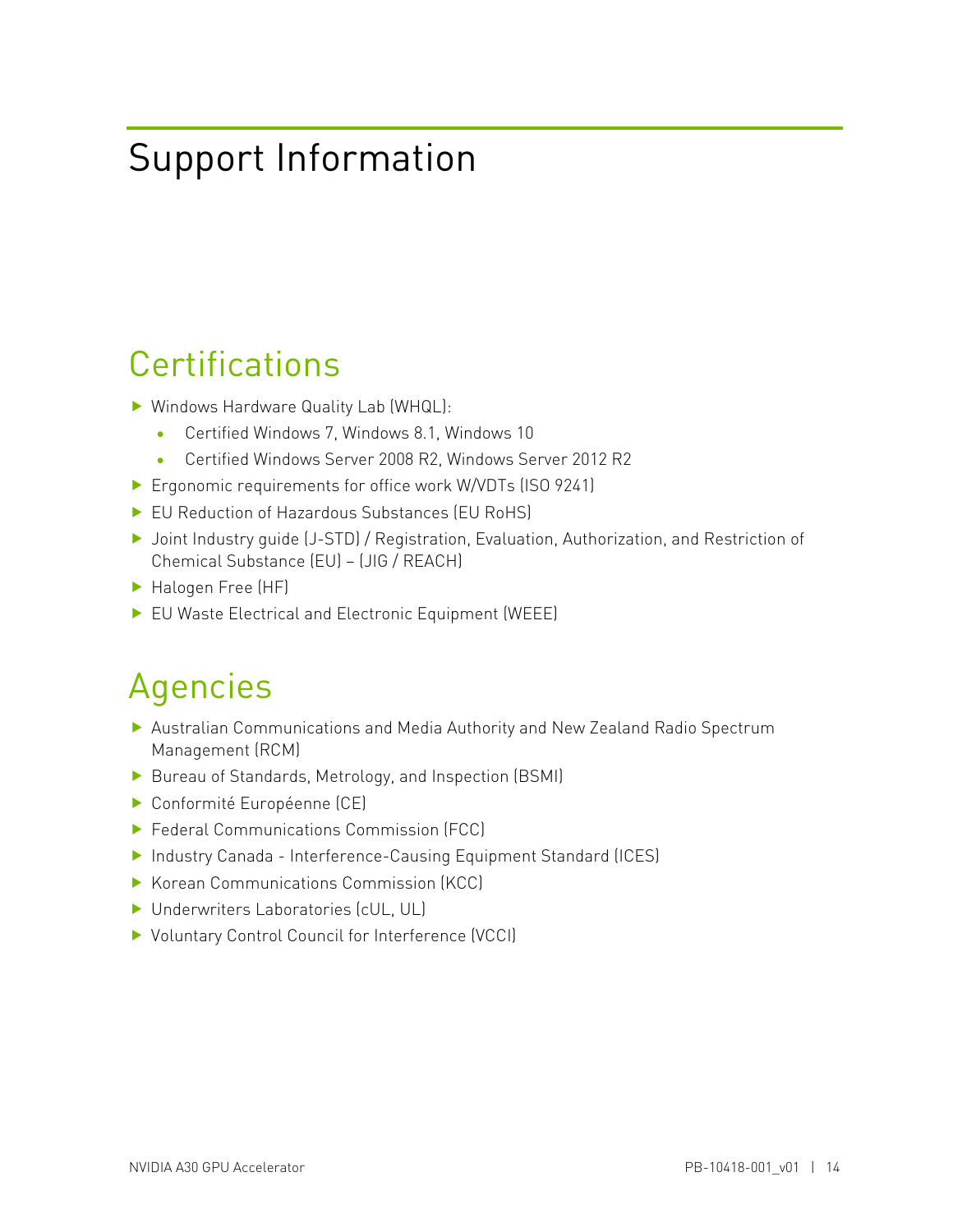# Support Information

## Certifications

- Windows Hardware Quality Lab (WHQL):
  - Certified Windows 7, Windows 8.1, Windows 10
  - Certified Windows Server 2008 R2, Windows Server 2012 R2
- Ergonomic requirements for office work W/VDTs (ISO 9241)
- EU Reduction of Hazardous Substances (EU RoHS)
- Joint Industry guide (J-STD) / Registration, Evaluation, Authorization, and Restriction of Chemical Substance (EU) – (JIG / REACH)
- Halogen Free (HF)
- EU Waste Electrical and Electronic Equipment (WEEE)

## Agencies

- Australian Communications and Media Authority and New Zealand Radio Spectrum Management (RCM)
- Bureau of Standards, Metrology, and Inspection (BSMI)
- Conformité Européenne (CE)
- Federal Communications Commission (FCC)
- Industry Canada - Interference-Causing Equipment Standard (ICES)
- Korean Communications Commission (KCC)
- Underwriters Laboratories (cUL, UL)
- Voluntary Control Council for Interference (VCCI)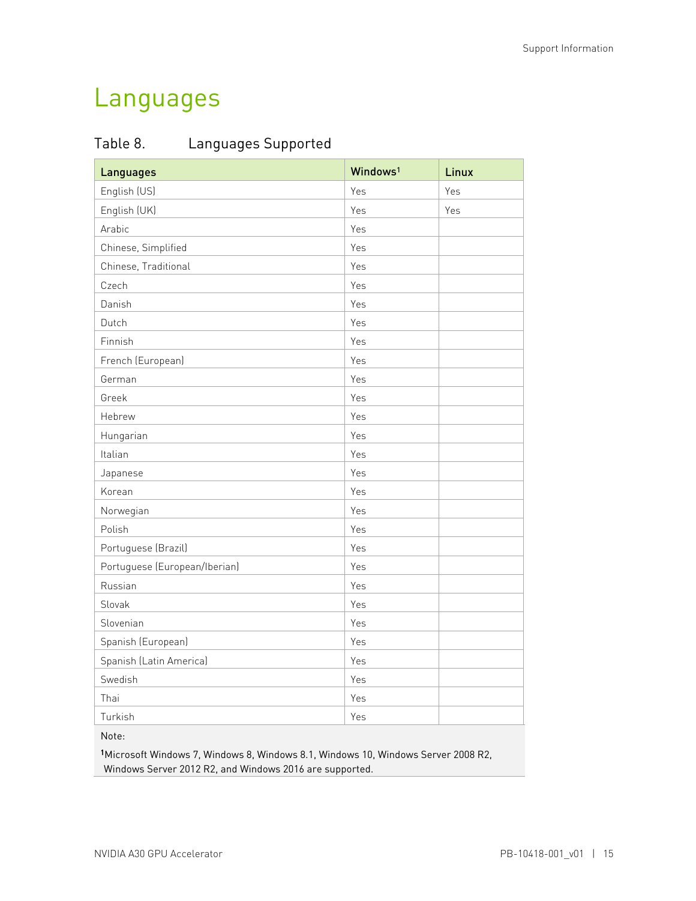# Languages

Table 8. Languages Supported

| Languages | Windows[1] | Linux |
|---|---|---|
| English (US) | Yes | Yes |
| English (UK) | Yes | Yes |
| Arabic | Yes | |
| Chinese, Simplified | Yes | |
| Chinese, Traditional | Yes | |
| Czech | Yes | |
| Danish | Yes | |
| Dutch | Yes | |
| Finnish | Yes | |
| French (European) | Yes | |
| German | Yes | |
| Greek | Yes | |
| Hebrew | Yes | |
| Hungarian | Yes | |
| Italian | Yes | |
| Japanese | Yes | |
| Korean | Yes | |
| Norwegian | Yes | |
| Polish | Yes | |
| Portuguese (Brazil) | Yes | |
| Portuguese (European/Iberian) | Yes | |
| Russian | Yes | |
| Slovak | Yes | |
| Slovenian | Yes | |
| Spanish (European) | Yes | |
| Spanish (Latin America) | Yes | |
| Swedish | Yes | |
| Thai | Yes | |
| Turkish | Yes | |

Note:

[1]Microsoft Windows 7, Windows 8, Windows 8.1, Windows 10, Windows Server 2008 R2, Windows Server 2012 R2, and Windows 2016 are supported.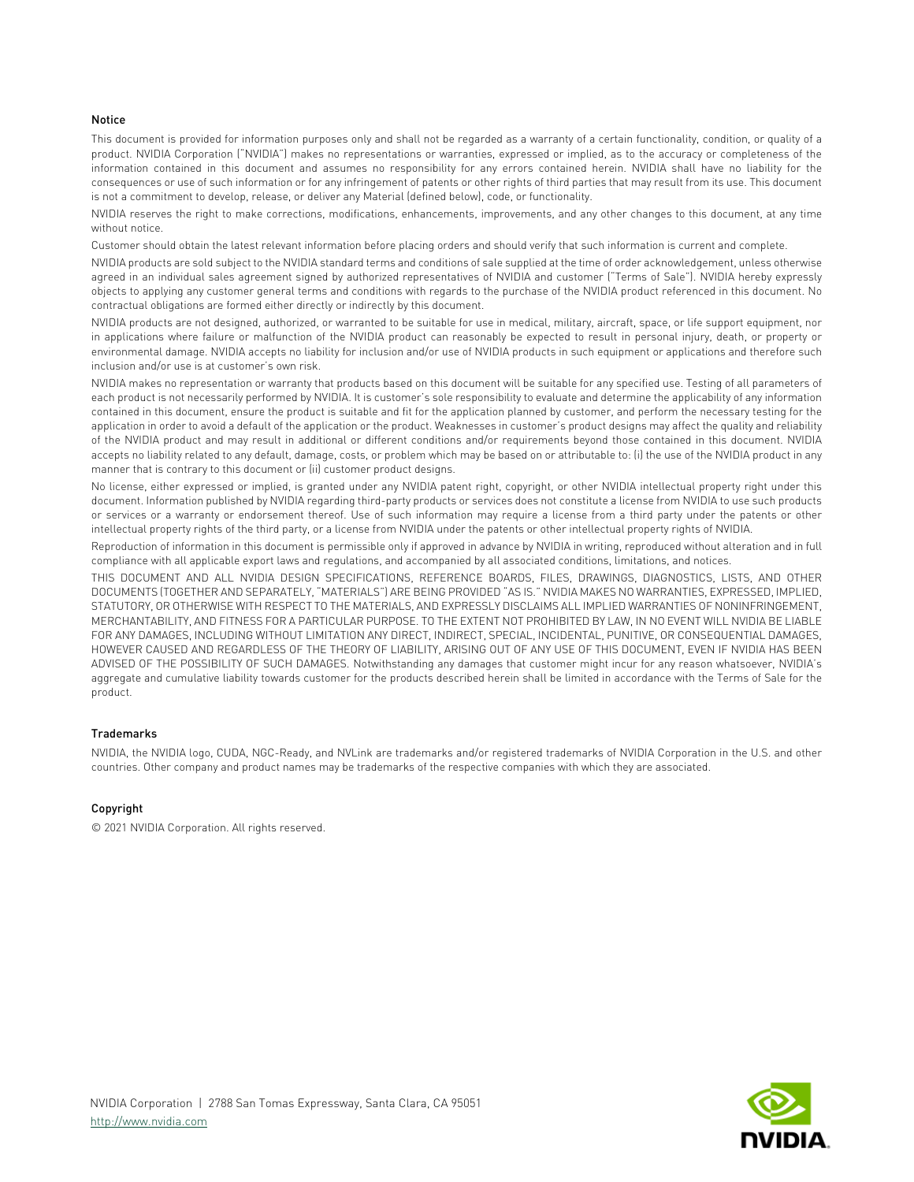### Notice

This document is provided for information purposes only and shall not be regarded as a warranty of a certain functionality, condition, or quality of a product. NVIDIA Corporation ("NVIDIA") makes no representations or warranties, expressed or implied, as to the accuracy or completeness of the information contained in this document and assumes no responsibility for any errors contained herein. NVIDIA shall have no liability for the consequences or use of such information or for any infringement of patents or other rights of third parties that may result from its use. This document is not a commitment to develop, release, or deliver any Material (defined below), code, or functionality.

NVIDIA reserves the right to make corrections, modifications, enhancements, improvements, and any other changes to this document, at any time without notice.

Customer should obtain the latest relevant information before placing orders and should verify that such information is current and complete.

NVIDIA products are sold subject to the NVIDIA standard terms and conditions of sale supplied at the time of order acknowledgement, unless otherwise agreed in an individual sales agreement signed by authorized representatives of NVIDIA and customer ("Terms of Sale"). NVIDIA hereby expressly objects to applying any customer general terms and conditions with regards to the purchase of the NVIDIA product referenced in this document. No contractual obligations are formed either directly or indirectly by this document.

NVIDIA products are not designed, authorized, or warranted to be suitable for use in medical, military, aircraft, space, or life support equipment, nor in applications where failure or malfunction of the NVIDIA product can reasonably be expected to result in personal injury, death, or property or environmental damage. NVIDIA accepts no liability for inclusion and/or use of NVIDIA products in such equipment or applications and therefore such inclusion and/or use is at customer's own risk.

NVIDIA makes no representation or warranty that products based on this document will be suitable for any specified use. Testing of all parameters of each product is not necessarily performed by NVIDIA. It is customer's sole responsibility to evaluate and determine the applicability of any information contained in this document, ensure the product is suitable and fit for the application planned by customer, and perform the necessary testing for the application in order to avoid a default of the application or the product. Weaknesses in customer's product designs may affect the quality and reliability of the NVIDIA product and may result in additional or different conditions and/or requirements beyond those contained in this document. NVIDIA accepts no liability related to any default, damage, costs, or problem which may be based on or attributable to: (i) the use of the NVIDIA product in any manner that is contrary to this document or (ii) customer product designs.

No license, either expressed or implied, is granted under any NVIDIA patent right, copyright, or other NVIDIA intellectual property right under this document. Information published by NVIDIA regarding third-party products or services does not constitute a license from NVIDIA to use such products or services or a warranty or endorsement thereof. Use of such information may require a license from a third party under the patents or other intellectual property rights of the third party, or a license from NVIDIA under the patents or other intellectual property rights of NVIDIA.

Reproduction of information in this document is permissible only if approved in advance by NVIDIA in writing, reproduced without alteration and in full compliance with all applicable export laws and regulations, and accompanied by all associated conditions, limitations, and notices.

THIS DOCUMENT AND ALL NVIDIA DESIGN SPECIFICATIONS, REFERENCE BOARDS, FILES, DRAWINGS, DIAGNOSTICS, LISTS, AND OTHER DOCUMENTS (TOGETHER AND SEPARATELY, "MATERIALS") ARE BEING PROVIDED "AS IS." NVIDIA MAKES NO WARRANTIES, EXPRESSED, IMPLIED, STATUTORY, OR OTHERWISE WITH RESPECT TO THE MATERIALS, AND EXPRESSLY DISCLAIMS ALL IMPLIED WARRANTIES OF NONINFRINGEMENT, MERCHANTABILITY, AND FITNESS FOR A PARTICULAR PURPOSE. TO THE EXTENT NOT PROHIBITED BY LAW, IN NO EVENT WILL NVIDIA BE LIABLE FOR ANY DAMAGES, INCLUDING WITHOUT LIMITATION ANY DIRECT, INDIRECT, SPECIAL, INCIDENTAL, PUNITIVE, OR CONSEQUENTIAL DAMAGES, HOWEVER CAUSED AND REGARDLESS OF THE THEORY OF LIABILITY, ARISING OUT OF ANY USE OF THIS DOCUMENT, EVEN IF NVIDIA HAS BEEN ADVISED OF THE POSSIBILITY OF SUCH DAMAGES. Notwithstanding any damages that customer might incur for any reason whatsoever, NVIDIA's aggregate and cumulative liability towards customer for the products described herein shall be limited in accordance with the Terms of Sale for the product.

### Trademarks

NVIDIA, the NVIDIA logo, CUDA, NGC-Ready, and NVLink are trademarks and/or registered trademarks of NVIDIA Corporation in the U.S. and other countries. Other company and product names may be trademarks of the respective companies with which they are associated.

### Copyright

© 2021 NVIDIA Corporation. All rights reserved.

NVIDIA Corporation | 2788 San Tomas Expressway, Santa Clara, CA 95051
http://www.nvidia.com